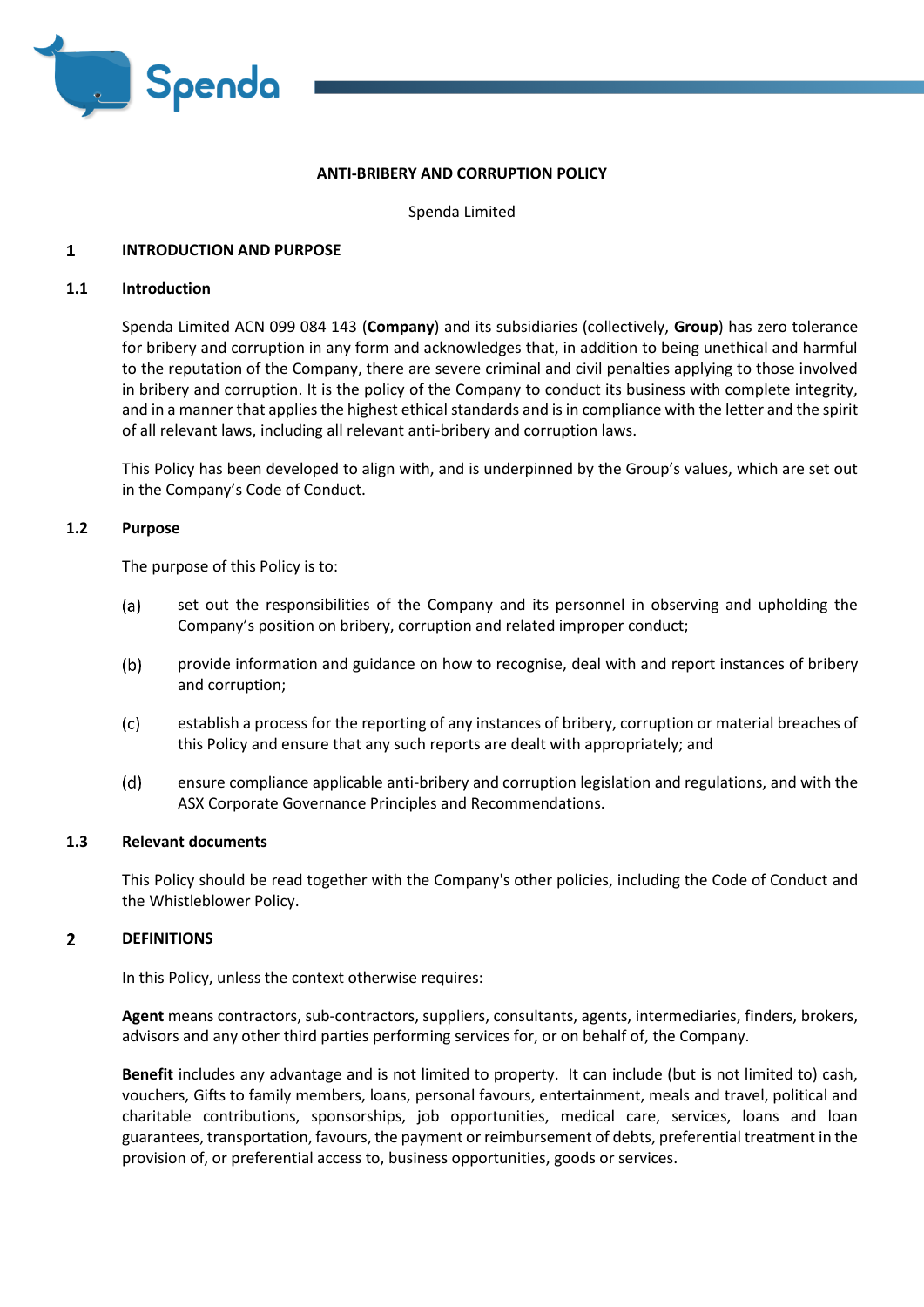# ANTI-BRIBERY AND CORRUPTION POLICY

Spenda Limited

## 1 INTRODUCTION AND PURPOSE

### 1.1 Introduction

Spenda Limited ACN 099 084 143 (**Company**) and its subsidiaries (collectively, **Group**) has zero tolerance for bribery and corruption in any form and acknowledges that, in addition to being unethical and harmful to the reputation of the Company, there are severe criminal and civil penalties applying to those involved in bribery and corruption. It is the policy of the Company to conduct its business with complete integrity, and in a manner that applies the highest ethical standards and is in compliance with the letter and the spirit of all relevant laws, including all relevant anti-bribery and corruption laws.

This Policy has been developed to align with, and is underpinned by the Group's values, which are set out in the Company's Code of Conduct.

### 1.2 Purpose

The purpose of this Policy is to:

(a) set out the responsibilities of the Company and its personnel in observing and upholding the Company's position on bribery, corruption and related improper conduct;

(b) provide information and guidance on how to recognise, deal with and report instances of bribery and corruption;

(c) establish a process for the reporting of any instances of bribery, corruption or material breaches of this Policy and ensure that any such reports are dealt with appropriately; and

(d) ensure compliance applicable anti-bribery and corruption legislation and regulations, and with the ASX Corporate Governance Principles and Recommendations.

### 1.3 Relevant documents

This Policy should be read together with the Company's other policies, including the Code of Conduct and the Whistleblower Policy.

## 2 DEFINITIONS

In this Policy, unless the context otherwise requires:

**Agent** means contractors, sub-contractors, suppliers, consultants, agents, intermediaries, finders, brokers, advisors and any other third parties performing services for, or on behalf of, the Company.

**Benefit** includes any advantage and is not limited to property. It can include (but is not limited to) cash, vouchers, Gifts to family members, loans, personal favours, entertainment, meals and travel, political and charitable contributions, sponsorships, job opportunities, medical care, services, loans and loan guarantees, transportation, favours, the payment or reimbursement of debts, preferential treatment in the provision of, or preferential access to, business opportunities, goods or services.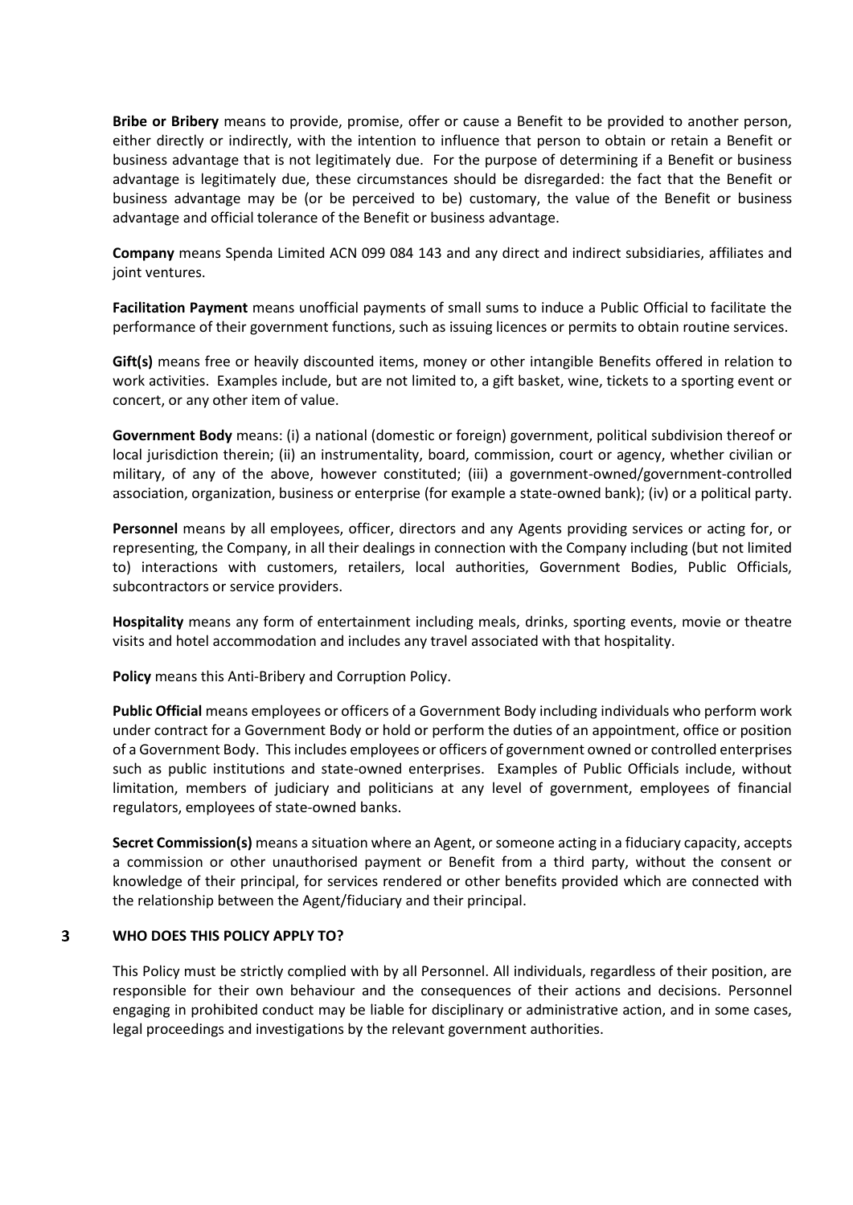**Bribe or Bribery** means to provide, promise, offer or cause a Benefit to be provided to another person, either directly or indirectly, with the intention to influence that person to obtain or retain a Benefit or business advantage that is not legitimately due. For the purpose of determining if a Benefit or business advantage is legitimately due, these circumstances should be disregarded: the fact that the Benefit or business advantage may be (or be perceived to be) customary, the value of the Benefit or business advantage and official tolerance of the Benefit or business advantage.

**Company** means Spenda Limited ACN 099 084 143 and any direct and indirect subsidiaries, affiliates and joint ventures.

**Facilitation Payment** means unofficial payments of small sums to induce a Public Official to facilitate the performance of their government functions, such as issuing licences or permits to obtain routine services.

**Gift(s)** means free or heavily discounted items, money or other intangible Benefits offered in relation to work activities. Examples include, but are not limited to, a gift basket, wine, tickets to a sporting event or concert, or any other item of value.

**Government Body** means: (i) a national (domestic or foreign) government, political subdivision thereof or local jurisdiction therein; (ii) an instrumentality, board, commission, court or agency, whether civilian or military, of any of the above, however constituted; (iii) a government-owned/government-controlled association, organization, business or enterprise (for example a state-owned bank); (iv) or a political party.

**Personnel** means by all employees, officer, directors and any Agents providing services or acting for, or representing, the Company, in all their dealings in connection with the Company including (but not limited to) interactions with customers, retailers, local authorities, Government Bodies, Public Officials, subcontractors or service providers.

**Hospitality** means any form of entertainment including meals, drinks, sporting events, movie or theatre visits and hotel accommodation and includes any travel associated with that hospitality.

**Policy** means this Anti-Bribery and Corruption Policy.

**Public Official** means employees or officers of a Government Body including individuals who perform work under contract for a Government Body or hold or perform the duties of an appointment, office or position of a Government Body. This includes employees or officers of government owned or controlled enterprises such as public institutions and state-owned enterprises. Examples of Public Officials include, without limitation, members of judiciary and politicians at any level of government, employees of financial regulators, employees of state-owned banks.

**Secret Commission(s)** means a situation where an Agent, or someone acting in a fiduciary capacity, accepts a commission or other unauthorised payment or Benefit from a third party, without the consent or knowledge of their principal, for services rendered or other benefits provided which are connected with the relationship between the Agent/fiduciary and their principal.

## 3 WHO DOES THIS POLICY APPLY TO?

This Policy must be strictly complied with by all Personnel. All individuals, regardless of their position, are responsible for their own behaviour and the consequences of their actions and decisions. Personnel engaging in prohibited conduct may be liable for disciplinary or administrative action, and in some cases, legal proceedings and investigations by the relevant government authorities.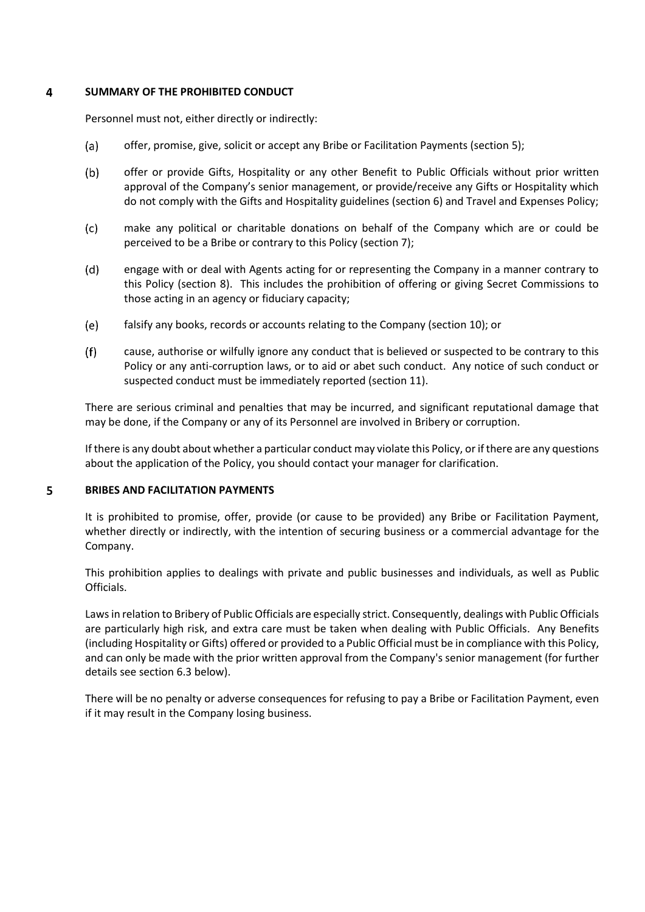## 4 SUMMARY OF THE PROHIBITED CONDUCT

Personnel must not, either directly or indirectly:

(a) offer, promise, give, solicit or accept any Bribe or Facilitation Payments (section 5);

(b) offer or provide Gifts, Hospitality or any other Benefit to Public Officials without prior written approval of the Company's senior management, or provide/receive any Gifts or Hospitality which do not comply with the Gifts and Hospitality guidelines (section 6) and Travel and Expenses Policy;

(c) make any political or charitable donations on behalf of the Company which are or could be perceived to be a Bribe or contrary to this Policy (section 7);

(d) engage with or deal with Agents acting for or representing the Company in a manner contrary to this Policy (section 8). This includes the prohibition of offering or giving Secret Commissions to those acting in an agency or fiduciary capacity;

(e) falsify any books, records or accounts relating to the Company (section 10); or

(f) cause, authorise or wilfully ignore any conduct that is believed or suspected to be contrary to this Policy or any anti-corruption laws, or to aid or abet such conduct. Any notice of such conduct or suspected conduct must be immediately reported (section 11).

There are serious criminal and penalties that may be incurred, and significant reputational damage that may be done, if the Company or any of its Personnel are involved in Bribery or corruption.

If there is any doubt about whether a particular conduct may violate this Policy, or if there are any questions about the application of the Policy, you should contact your manager for clarification.

## 5 BRIBES AND FACILITATION PAYMENTS

It is prohibited to promise, offer, provide (or cause to be provided) any Bribe or Facilitation Payment, whether directly or indirectly, with the intention of securing business or a commercial advantage for the Company.

This prohibition applies to dealings with private and public businesses and individuals, as well as Public Officials.

Laws in relation to Bribery of Public Officials are especially strict. Consequently, dealings with Public Officials are particularly high risk, and extra care must be taken when dealing with Public Officials. Any Benefits (including Hospitality or Gifts) offered or provided to a Public Official must be in compliance with this Policy, and can only be made with the prior written approval from the Company's senior management (for further details see section 6.3 below).

There will be no penalty or adverse consequences for refusing to pay a Bribe or Facilitation Payment, even if it may result in the Company losing business.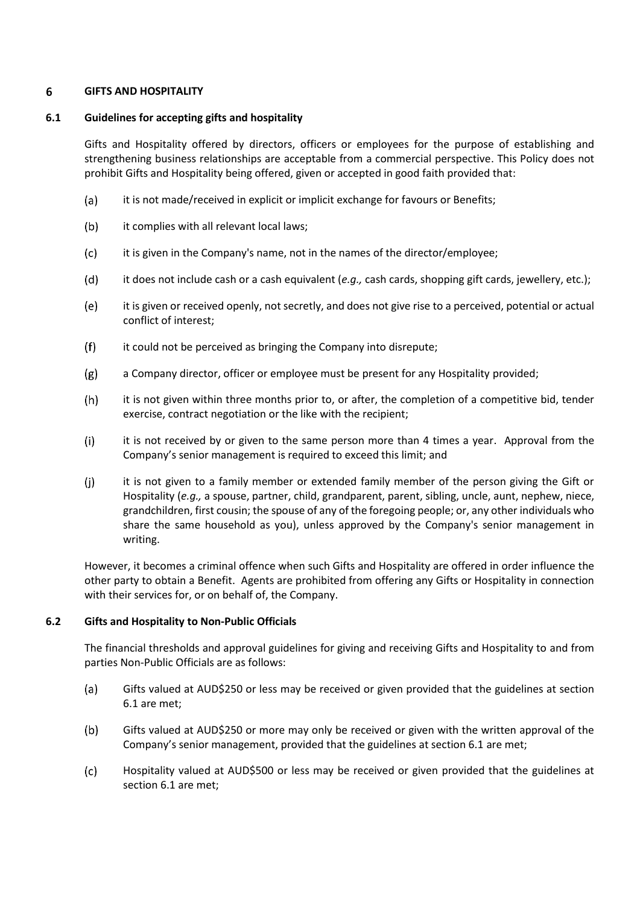## 6 GIFTS AND HOSPITALITY

### 6.1 Guidelines for accepting gifts and hospitality

Gifts and Hospitality offered by directors, officers or employees for the purpose of establishing and strengthening business relationships are acceptable from a commercial perspective. This Policy does not prohibit Gifts and Hospitality being offered, given or accepted in good faith provided that:

(a) it is not made/received in explicit or implicit exchange for favours or Benefits;

(b) it complies with all relevant local laws;

(c) it is given in the Company's name, not in the names of the director/employee;

(d) it does not include cash or a cash equivalent (*e.g.,* cash cards, shopping gift cards, jewellery, etc.);

(e) it is given or received openly, not secretly, and does not give rise to a perceived, potential or actual conflict of interest;

(f) it could not be perceived as bringing the Company into disrepute;

(g) a Company director, officer or employee must be present for any Hospitality provided;

(h) it is not given within three months prior to, or after, the completion of a competitive bid, tender exercise, contract negotiation or the like with the recipient;

(i) it is not received by or given to the same person more than 4 times a year. Approval from the Company's senior management is required to exceed this limit; and

(j) it is not given to a family member or extended family member of the person giving the Gift or Hospitality (*e.g.,* a spouse, partner, child, grandparent, parent, sibling, uncle, aunt, nephew, niece, grandchildren, first cousin; the spouse of any of the foregoing people; or, any other individuals who share the same household as you), unless approved by the Company's senior management in writing.

However, it becomes a criminal offence when such Gifts and Hospitality are offered in order influence the other party to obtain a Benefit. Agents are prohibited from offering any Gifts or Hospitality in connection with their services for, or on behalf of, the Company.

### 6.2 Gifts and Hospitality to Non-Public Officials

The financial thresholds and approval guidelines for giving and receiving Gifts and Hospitality to and from parties Non-Public Officials are as follows:

(a) Gifts valued at AUD$250 or less may be received or given provided that the guidelines at section 6.1 are met;

(b) Gifts valued at AUD$250 or more may only be received or given with the written approval of the Company's senior management, provided that the guidelines at section 6.1 are met;

(c) Hospitality valued at AUD$500 or less may be received or given provided that the guidelines at section 6.1 are met;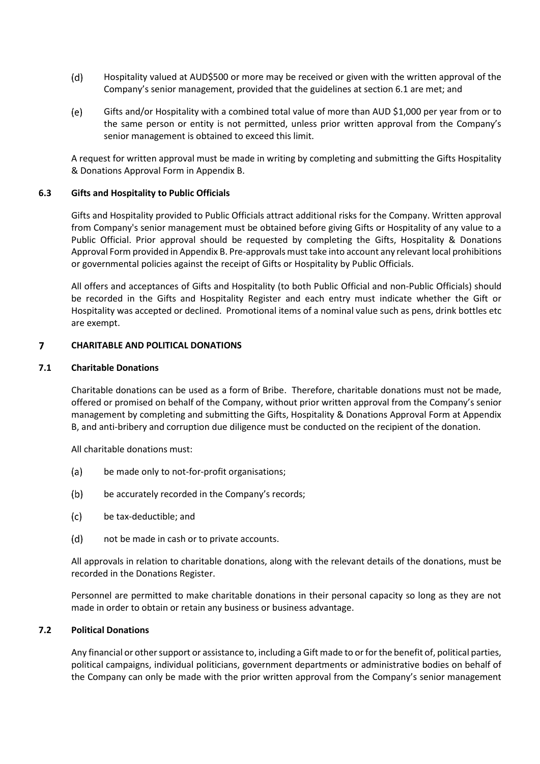(d) Hospitality valued at AUD$500 or more may be received or given with the written approval of the Company's senior management, provided that the guidelines at section 6.1 are met; and

(e) Gifts and/or Hospitality with a combined total value of more than AUD $1,000 per year from or to the same person or entity is not permitted, unless prior written approval from the Company's senior management is obtained to exceed this limit.

A request for written approval must be made in writing by completing and submitting the Gifts Hospitality & Donations Approval Form in Appendix B.

### 6.3 Gifts and Hospitality to Public Officials

Gifts and Hospitality provided to Public Officials attract additional risks for the Company. Written approval from Company's senior management must be obtained before giving Gifts or Hospitality of any value to a Public Official. Prior approval should be requested by completing the Gifts, Hospitality & Donations Approval Form provided in Appendix B. Pre-approvals must take into account any relevant local prohibitions or governmental policies against the receipt of Gifts or Hospitality by Public Officials.

All offers and acceptances of Gifts and Hospitality (to both Public Official and non-Public Officials) should be recorded in the Gifts and Hospitality Register and each entry must indicate whether the Gift or Hospitality was accepted or declined. Promotional items of a nominal value such as pens, drink bottles etc are exempt.

## 7 CHARITABLE AND POLITICAL DONATIONS

### 7.1 Charitable Donations

Charitable donations can be used as a form of Bribe. Therefore, charitable donations must not be made, offered or promised on behalf of the Company, without prior written approval from the Company's senior management by completing and submitting the Gifts, Hospitality & Donations Approval Form at Appendix B, and anti-bribery and corruption due diligence must be conducted on the recipient of the donation.

All charitable donations must:

(a) be made only to not-for-profit organisations;

(b) be accurately recorded in the Company's records;

(c) be tax-deductible; and

(d) not be made in cash or to private accounts.

All approvals in relation to charitable donations, along with the relevant details of the donations, must be recorded in the Donations Register.

Personnel are permitted to make charitable donations in their personal capacity so long as they are not made in order to obtain or retain any business or business advantage.

### 7.2 Political Donations

Any financial or other support or assistance to, including a Gift made to or for the benefit of, political parties, political campaigns, individual politicians, government departments or administrative bodies on behalf of the Company can only be made with the prior written approval from the Company's senior management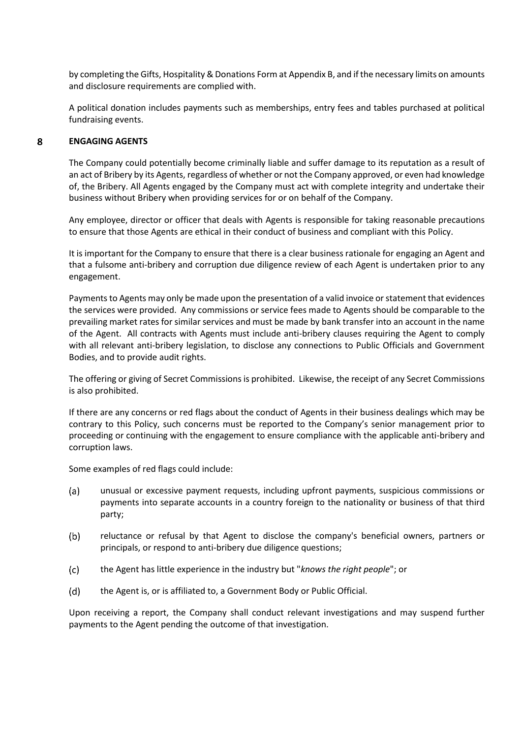by completing the Gifts, Hospitality & Donations Form at Appendix B, and if the necessary limits on amounts and disclosure requirements are complied with.

A political donation includes payments such as memberships, entry fees and tables purchased at political fundraising events.

## 8 ENGAGING AGENTS

The Company could potentially become criminally liable and suffer damage to its reputation as a result of an act of Bribery by its Agents, regardless of whether or not the Company approved, or even had knowledge of, the Bribery. All Agents engaged by the Company must act with complete integrity and undertake their business without Bribery when providing services for or on behalf of the Company.

Any employee, director or officer that deals with Agents is responsible for taking reasonable precautions to ensure that those Agents are ethical in their conduct of business and compliant with this Policy.

It is important for the Company to ensure that there is a clear business rationale for engaging an Agent and that a fulsome anti-bribery and corruption due diligence review of each Agent is undertaken prior to any engagement.

Payments to Agents may only be made upon the presentation of a valid invoice or statement that evidences the services were provided. Any commissions or service fees made to Agents should be comparable to the prevailing market rates for similar services and must be made by bank transfer into an account in the name of the Agent. All contracts with Agents must include anti-bribery clauses requiring the Agent to comply with all relevant anti-bribery legislation, to disclose any connections to Public Officials and Government Bodies, and to provide audit rights.

The offering or giving of Secret Commissions is prohibited. Likewise, the receipt of any Secret Commissions is also prohibited.

If there are any concerns or red flags about the conduct of Agents in their business dealings which may be contrary to this Policy, such concerns must be reported to the Company's senior management prior to proceeding or continuing with the engagement to ensure compliance with the applicable anti-bribery and corruption laws.

Some examples of red flags could include:

(a) unusual or excessive payment requests, including upfront payments, suspicious commissions or payments into separate accounts in a country foreign to the nationality or business of that third party;

(b) reluctance or refusal by that Agent to disclose the company's beneficial owners, partners or principals, or respond to anti-bribery due diligence questions;

(c) the Agent has little experience in the industry but "*knows the right people*"; or

(d) the Agent is, or is affiliated to, a Government Body or Public Official.

Upon receiving a report, the Company shall conduct relevant investigations and may suspend further payments to the Agent pending the outcome of that investigation.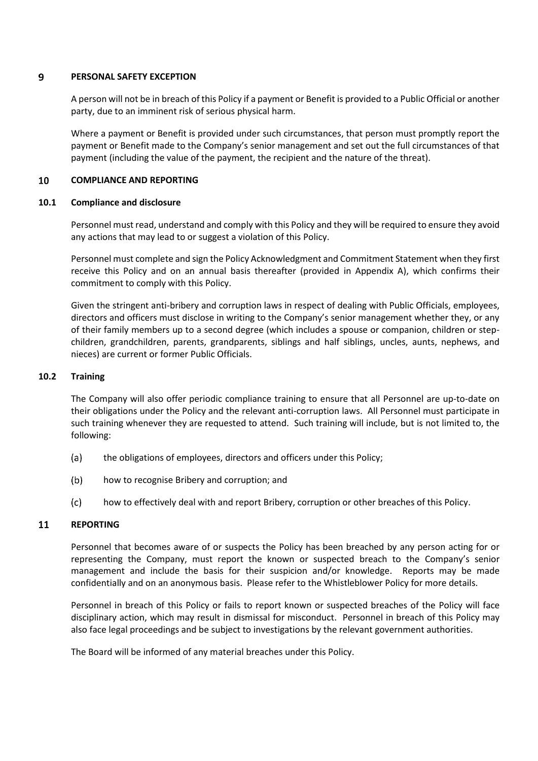## 9 PERSONAL SAFETY EXCEPTION

A person will not be in breach of this Policy if a payment or Benefit is provided to a Public Official or another party, due to an imminent risk of serious physical harm.

Where a payment or Benefit is provided under such circumstances, that person must promptly report the payment or Benefit made to the Company's senior management and set out the full circumstances of that payment (including the value of the payment, the recipient and the nature of the threat).

## 10 COMPLIANCE AND REPORTING

### 10.1 Compliance and disclosure

Personnel must read, understand and comply with this Policy and they will be required to ensure they avoid any actions that may lead to or suggest a violation of this Policy.

Personnel must complete and sign the Policy Acknowledgment and Commitment Statement when they first receive this Policy and on an annual basis thereafter (provided in Appendix A), which confirms their commitment to comply with this Policy.

Given the stringent anti-bribery and corruption laws in respect of dealing with Public Officials, employees, directors and officers must disclose in writing to the Company's senior management whether they, or any of their family members up to a second degree (which includes a spouse or companion, children or step-children, grandchildren, parents, grandparents, siblings and half siblings, uncles, aunts, nephews, and nieces) are current or former Public Officials.

### 10.2 Training

The Company will also offer periodic compliance training to ensure that all Personnel are up-to-date on their obligations under the Policy and the relevant anti-corruption laws. All Personnel must participate in such training whenever they are requested to attend. Such training will include, but is not limited to, the following:

(a) the obligations of employees, directors and officers under this Policy;

(b) how to recognise Bribery and corruption; and

(c) how to effectively deal with and report Bribery, corruption or other breaches of this Policy.

## 11 REPORTING

Personnel that becomes aware of or suspects the Policy has been breached by any person acting for or representing the Company, must report the known or suspected breach to the Company's senior management and include the basis for their suspicion and/or knowledge. Reports may be made confidentially and on an anonymous basis. Please refer to the Whistleblower Policy for more details.

Personnel in breach of this Policy or fails to report known or suspected breaches of the Policy will face disciplinary action, which may result in dismissal for misconduct. Personnel in breach of this Policy may also face legal proceedings and be subject to investigations by the relevant government authorities.

The Board will be informed of any material breaches under this Policy.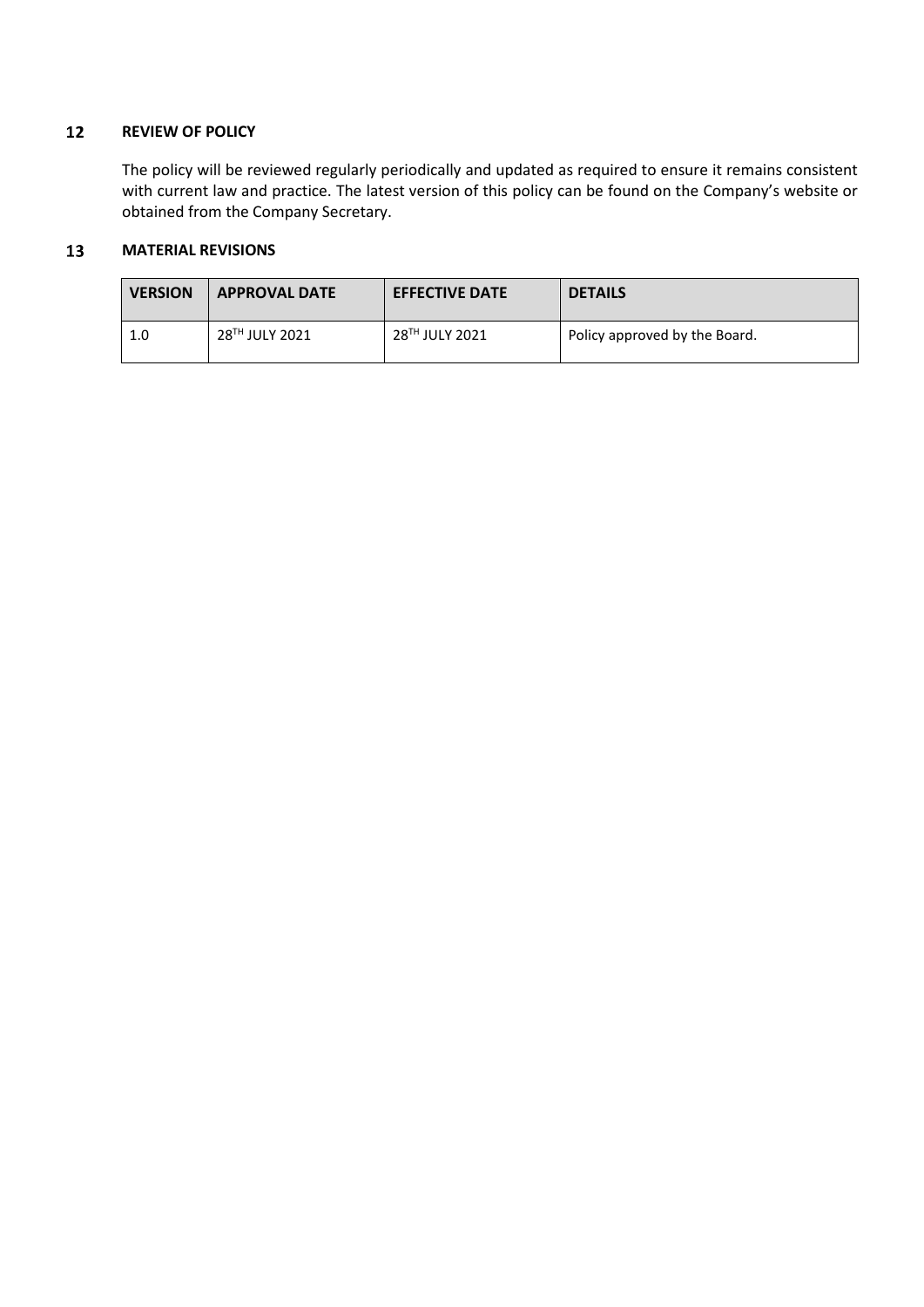## 12 REVIEW OF POLICY

The policy will be reviewed regularly periodically and updated as required to ensure it remains consistent with current law and practice. The latest version of this policy can be found on the Company's website or obtained from the Company Secretary.

## 13 MATERIAL REVISIONS

| VERSION | APPROVAL DATE | EFFECTIVE DATE | DETAILS |
|---|---|---|---|
| 1.0 | 28TH JULY 2021 | 28TH JULY 2021 | Policy approved by the Board. |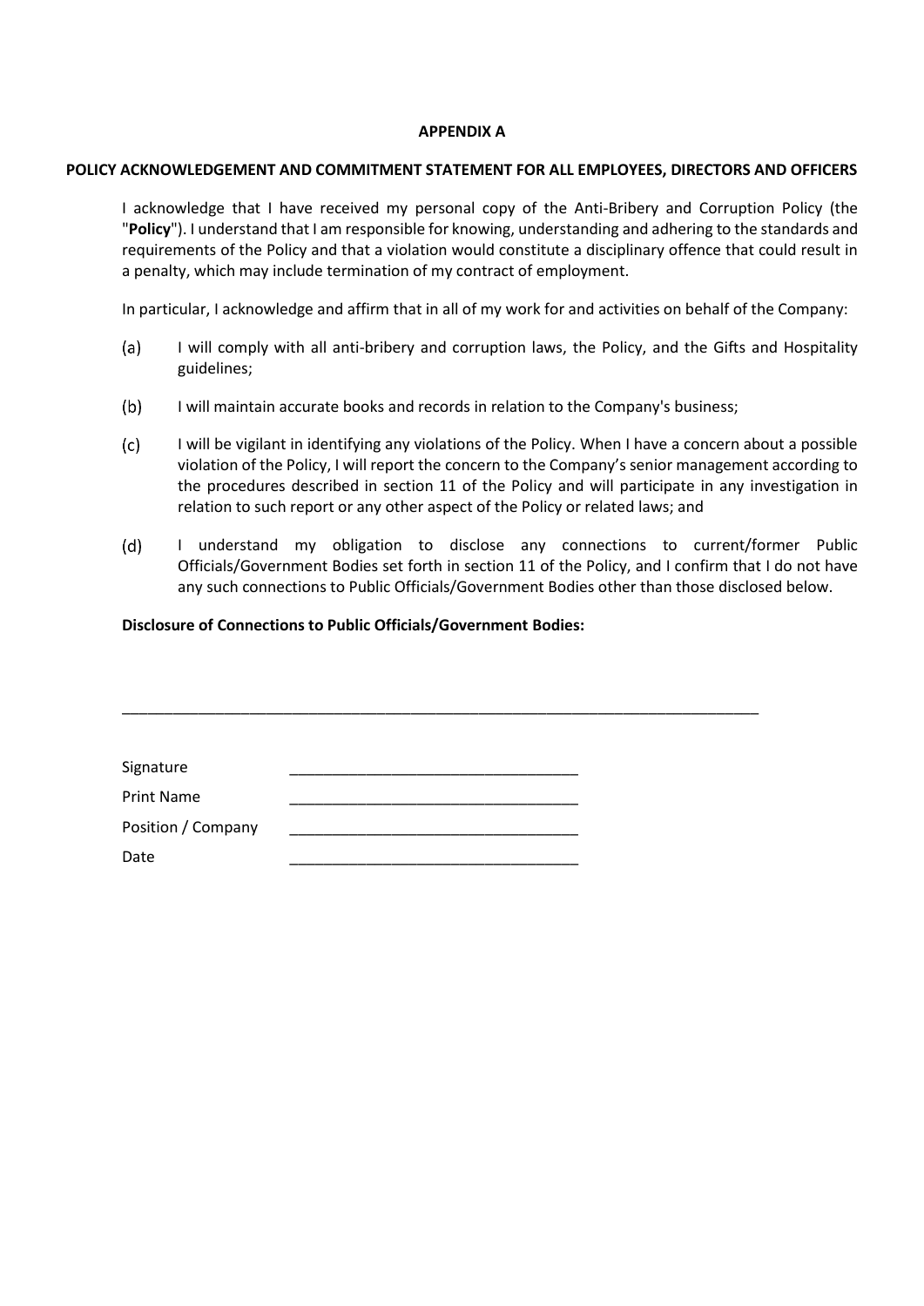**APPENDIX A**

**POLICY ACKNOWLEDGEMENT AND COMMITMENT STATEMENT FOR ALL EMPLOYEES, DIRECTORS AND OFFICERS**

I acknowledge that I have received my personal copy of the Anti-Bribery and Corruption Policy (the "**Policy**"). I understand that I am responsible for knowing, understanding and adhering to the standards and requirements of the Policy and that a violation would constitute a disciplinary offence that could result in a penalty, which may include termination of my contract of employment.

In particular, I acknowledge and affirm that in all of my work for and activities on behalf of the Company:

(a) I will comply with all anti-bribery and corruption laws, the Policy, and the Gifts and Hospitality guidelines;

(b) I will maintain accurate books and records in relation to the Company's business;

(c) I will be vigilant in identifying any violations of the Policy. When I have a concern about a possible violation of the Policy, I will report the concern to the Company's senior management according to the procedures described in section 11 of the Policy and will participate in any investigation in relation to such report or any other aspect of the Policy or related laws; and

(d) I understand my obligation to disclose any connections to current/former Public Officials/Government Bodies set forth in section 11 of the Policy, and I confirm that I do not have any such connections to Public Officials/Government Bodies other than those disclosed below.

**Disclosure of Connections to Public Officials/Government Bodies:**

___________________________________________________________________________

Signature ___________________________________

Print Name ___________________________________

Position / Company ___________________________________

Date ___________________________________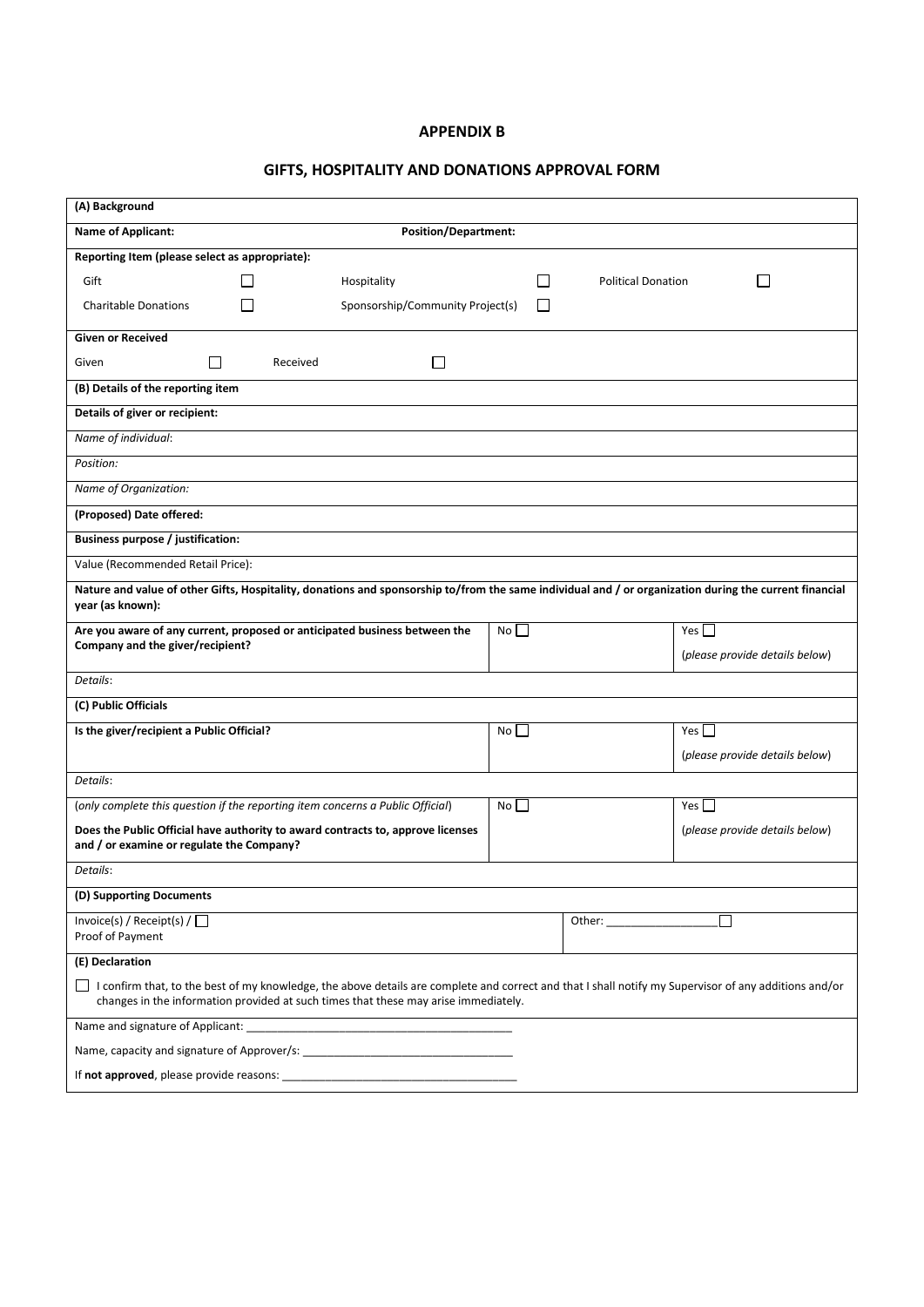## APPENDIX B

## GIFTS, HOSPITALITY AND DONATIONS APPROVAL FORM

| | | | | | |
|---|---|---|---|---|---|
| **(A) Background** | | | | | |
| **Name of Applicant:** | | **Position/Department:** | | | |
| **Reporting Item (please select as appropriate):** | | | | | |
| Gift ☐ | | Hospitality ☐ | | Political Donation ☐ | |
| Charitable Donations ☐ | | Sponsorship/Community Project(s) ☐ | | | |
| **Given or Received** | | | | | |
| Given ☐ | Received ☐ | | | | |
| **(B) Details of the reporting item** | | | | | |
| **Details of giver or recipient:** | | | | | |
| *Name of individual*: | | | | | |
| *Position:* | | | | | |
| *Name of Organization:* | | | | | |
| **(Proposed) Date offered:** | | | | | |
| **Business purpose / justification:** | | | | | |
| Value (Recommended Retail Price): | | | | | |
| **Nature and value of other Gifts, Hospitality, donations and sponsorship to/from the same individual and / or organization during the current financial year (as known):** | | | | | |
| **Are you aware of any current, proposed or anticipated business between the Company and the giver/recipient?** | | | No ☐ | Yes ☐ (*please provide details below*) | |
| *Details*: | | | | | |
| **(C) Public Officials** | | | | | |
| **Is the giver/recipient a Public Official?** | | | No ☐ | Yes ☐ (*please provide details below*) | |
| *Details*: | | | | | |
| (*only complete this question if the reporting item concerns a Public Official*) **Does the Public Official have authority to award contracts to, approve licenses and / or examine or regulate the Company?** | | | No ☐ | Yes ☐ (*please provide details below*) | |
| *Details*: | | | | | |
| **(D) Supporting Documents** | | | | | |
| Invoice(s) / Receipt(s) / ☐ Proof of Payment | | | | Other: _________________ ☐ | |
| **(E) Declaration** | | | | | |
| ☐ I confirm that, to the best of my knowledge, the above details are complete and correct and that I shall notify my Supervisor of any additions and/or changes in the information provided at such times that these may arise immediately. | | | | | |
| Name and signature of Applicant: ___________________________________________ | | | | | |
| Name, capacity and signature of Approver/s: __________________________________ | | | | | |
| If **not approved**, please provide reasons: _____________________________________ | | | | | |